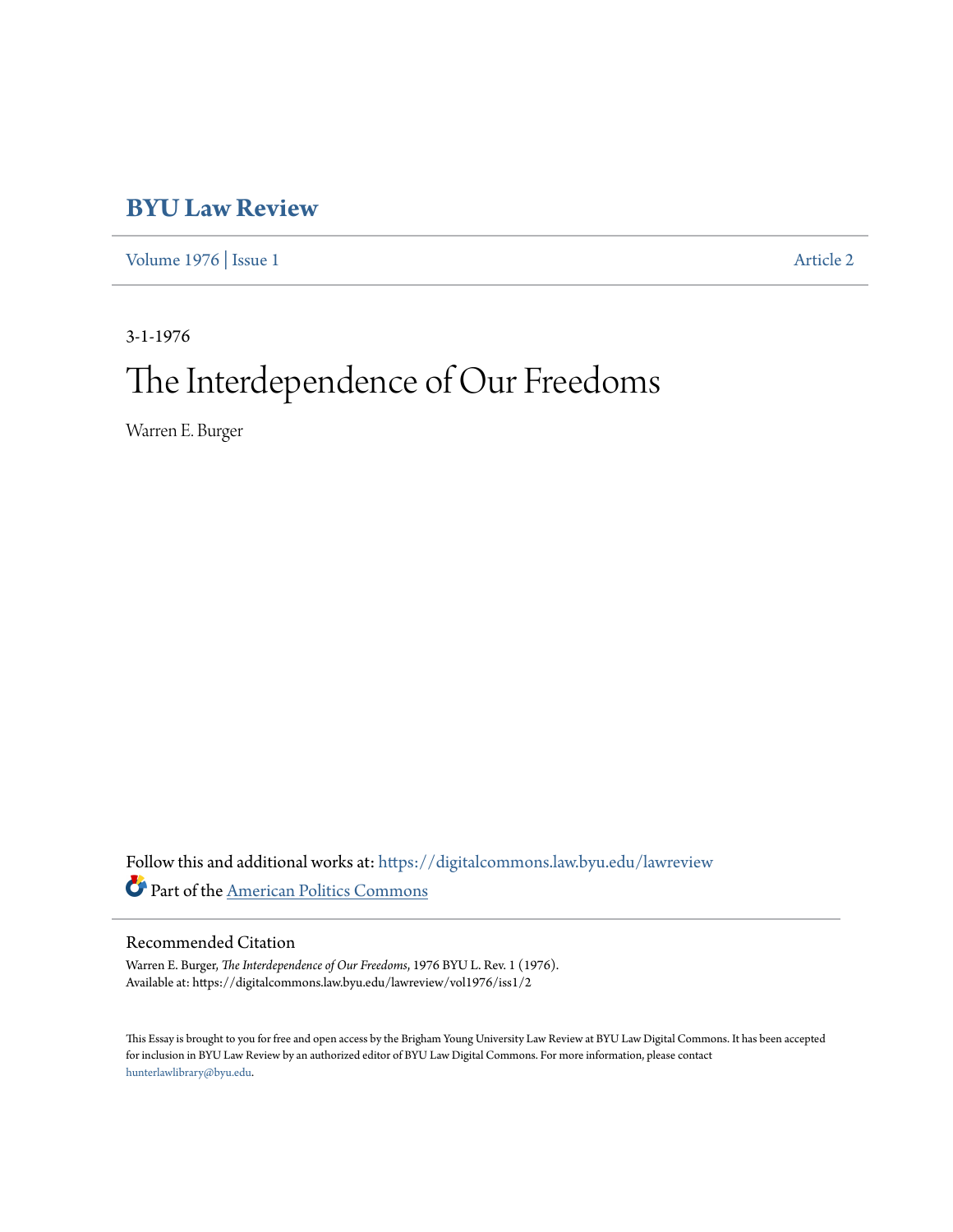# BYU Law Review

Volume 1976 | Issue 1 Article 2

3-1-1976

# The Interdependence of Our Freedoms

Warren E. Burger

Follow this and additional works at: https://digitalcommons.law.byu.edu/lawreview

Part of the American Politics Commons

## Recommended Citation

Warren E. Burger, *The Interdependence of Our Freedoms*, 1976 BYU L. Rev. 1 (1976).
Available at: https://digitalcommons.law.byu.edu/lawreview/vol1976/iss1/2

This Essay is brought to you for free and open access by the Brigham Young University Law Review at BYU Law Digital Commons. It has been accepted for inclusion in BYU Law Review by an authorized editor of BYU Law Digital Commons. For more information, please contact hunterlawlibrary@byu.edu.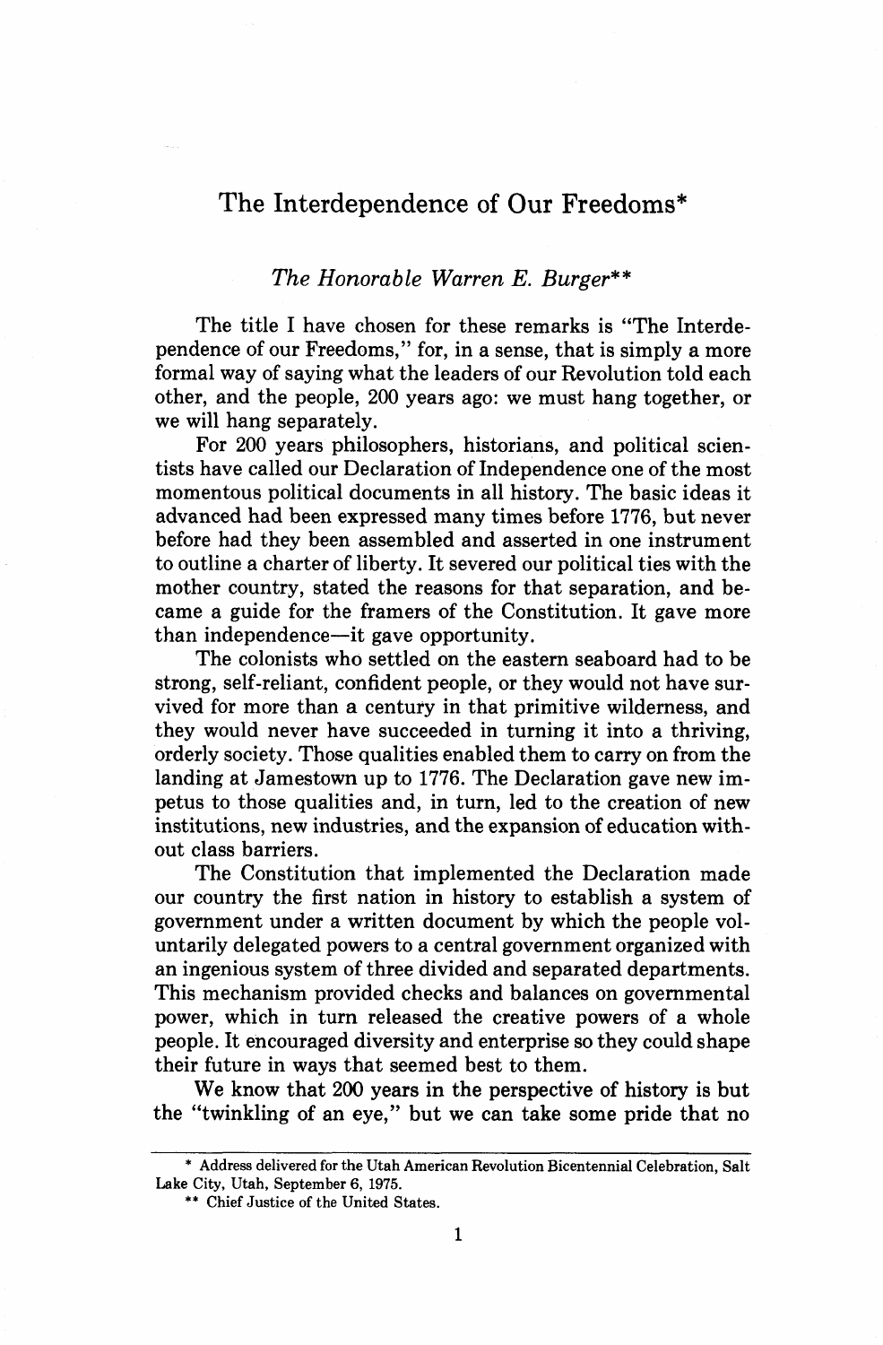# The Interdependence of Our Freedoms*

*The Honorable Warren E. Burger***

The title I have chosen for these remarks is "The Interdependence of our Freedoms," for, in a sense, that is simply a more formal way of saying what the leaders of our Revolution told each other, and the people, 200 years ago: we must hang together, or we will hang separately.

For 200 years philosophers, historians, and political scientists have called our Declaration of Independence one of the most momentous political documents in all history. The basic ideas it advanced had been expressed many times before 1776, but never before had they been assembled and asserted in one instrument to outline a charter of liberty. It severed our political ties with the mother country, stated the reasons for that separation, and became a guide for the framers of the Constitution. It gave more than independence—it gave opportunity.

The colonists who settled on the eastern seaboard had to be strong, self-reliant, confident people, or they would not have survived for more than a century in that primitive wilderness, and they would never have succeeded in turning it into a thriving, orderly society. Those qualities enabled them to carry on from the landing at Jamestown up to 1776. The Declaration gave new impetus to those qualities and, in turn, led to the creation of new institutions, new industries, and the expansion of education without class barriers.

The Constitution that implemented the Declaration made our country the first nation in history to establish a system of government under a written document by which the people voluntarily delegated powers to a central government organized with an ingenious system of three divided and separated departments. This mechanism provided checks and balances on governmental power, which in turn released the creative powers of a whole people. It encouraged diversity and enterprise so they could shape their future in ways that seemed best to them.

We know that 200 years in the perspective of history is but the "twinkling of an eye," but we can take some pride that no

---

* Address delivered for the Utah American Revolution Bicentennial Celebration, Salt Lake City, Utah, September 6, 1975.

** Chief Justice of the United States.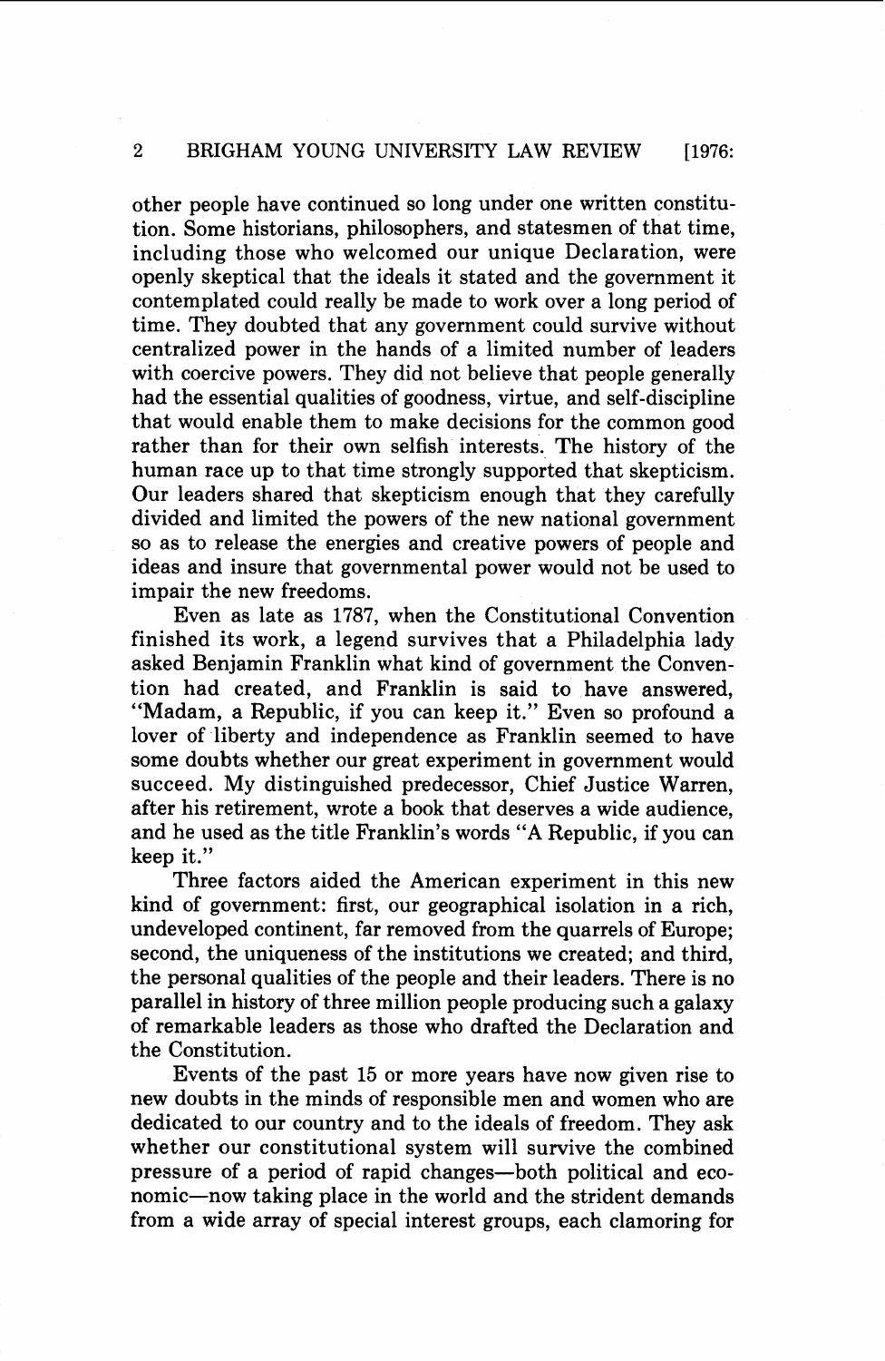other people have continued so long under one written constitution. Some historians, philosophers, and statesmen of that time, including those who welcomed our unique Declaration, were openly skeptical that the ideals it stated and the government it contemplated could really be made to work over a long period of time. They doubted that any government could survive without centralized power in the hands of a limited number of leaders with coercive powers. They did not believe that people generally had the essential qualities of goodness, virtue, and self-discipline that would enable them to make decisions for the common good rather than for their own selfish interests. The history of the human race up to that time strongly supported that skepticism. Our leaders shared that skepticism enough that they carefully divided and limited the powers of the new national government so as to release the energies and creative powers of people and ideas and insure that governmental power would not be used to impair the new freedoms.

Even as late as 1787, when the Constitutional Convention finished its work, a legend survives that a Philadelphia lady asked Benjamin Franklin what kind of government the Convention had created, and Franklin is said to have answered, "Madam, a Republic, if you can keep it." Even so profound a lover of liberty and independence as Franklin seemed to have some doubts whether our great experiment in government would succeed. My distinguished predecessor, Chief Justice Warren, after his retirement, wrote a book that deserves a wide audience, and he used as the title Franklin's words "A Republic, if you can keep it."

Three factors aided the American experiment in this new kind of government: first, our geographical isolation in a rich, undeveloped continent, far removed from the quarrels of Europe; second, the uniqueness of the institutions we created; and third, the personal qualities of the people and their leaders. There is no parallel in history of three million people producing such a galaxy of remarkable leaders as those who drafted the Declaration and the Constitution.

Events of the past 15 or more years have now given rise to new doubts in the minds of responsible men and women who are dedicated to our country and to the ideals of freedom. They ask whether our constitutional system will survive the combined pressure of a period of rapid changes—both political and economic—now taking place in the world and the strident demands from a wide array of special interest groups, each clamoring for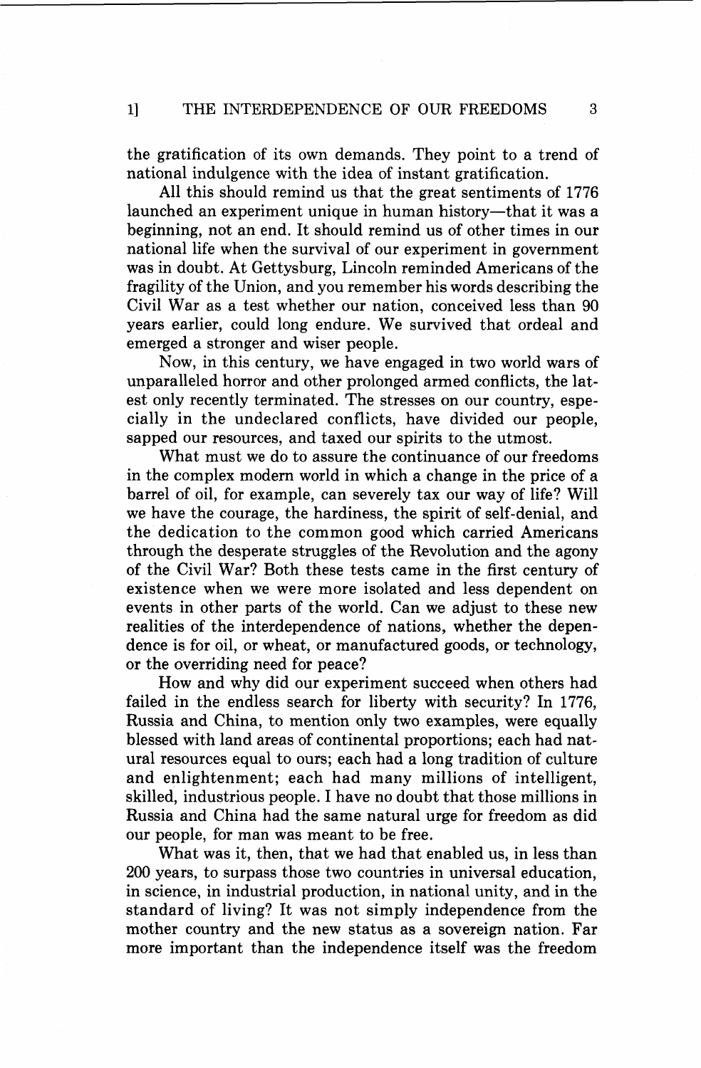the gratification of its own demands. They point to a trend of national indulgence with the idea of instant gratification.

All this should remind us that the great sentiments of 1776 launched an experiment unique in human history—that it was a beginning, not an end. It should remind us of other times in our national life when the survival of our experiment in government was in doubt. At Gettysburg, Lincoln reminded Americans of the fragility of the Union, and you remember his words describing the Civil War as a test whether our nation, conceived less than 90 years earlier, could long endure. We survived that ordeal and emerged a stronger and wiser people.

Now, in this century, we have engaged in two world wars of unparalleled horror and other prolonged armed conflicts, the latest only recently terminated. The stresses on our country, especially in the undeclared conflicts, have divided our people, sapped our resources, and taxed our spirits to the utmost.

What must we do to assure the continuance of our freedoms in the complex modern world in which a change in the price of a barrel of oil, for example, can severely tax our way of life? Will we have the courage, the hardiness, the spirit of self-denial, and the dedication to the common good which carried Americans through the desperate struggles of the Revolution and the agony of the Civil War? Both these tests came in the first century of existence when we were more isolated and less dependent on events in other parts of the world. Can we adjust to these new realities of the interdependence of nations, whether the dependence is for oil, or wheat, or manufactured goods, or technology, or the overriding need for peace?

How and why did our experiment succeed when others had failed in the endless search for liberty with security? In 1776, Russia and China, to mention only two examples, were equally blessed with land areas of continental proportions; each had natural resources equal to ours; each had a long tradition of culture and enlightenment; each had many millions of intelligent, skilled, industrious people. I have no doubt that those millions in Russia and China had the same natural urge for freedom as did our people, for man was meant to be free.

What was it, then, that we had that enabled us, in less than 200 years, to surpass those two countries in universal education, in science, in industrial production, in national unity, and in the standard of living? It was not simply independence from the mother country and the new status as a sovereign nation. Far more important than the independence itself was the freedom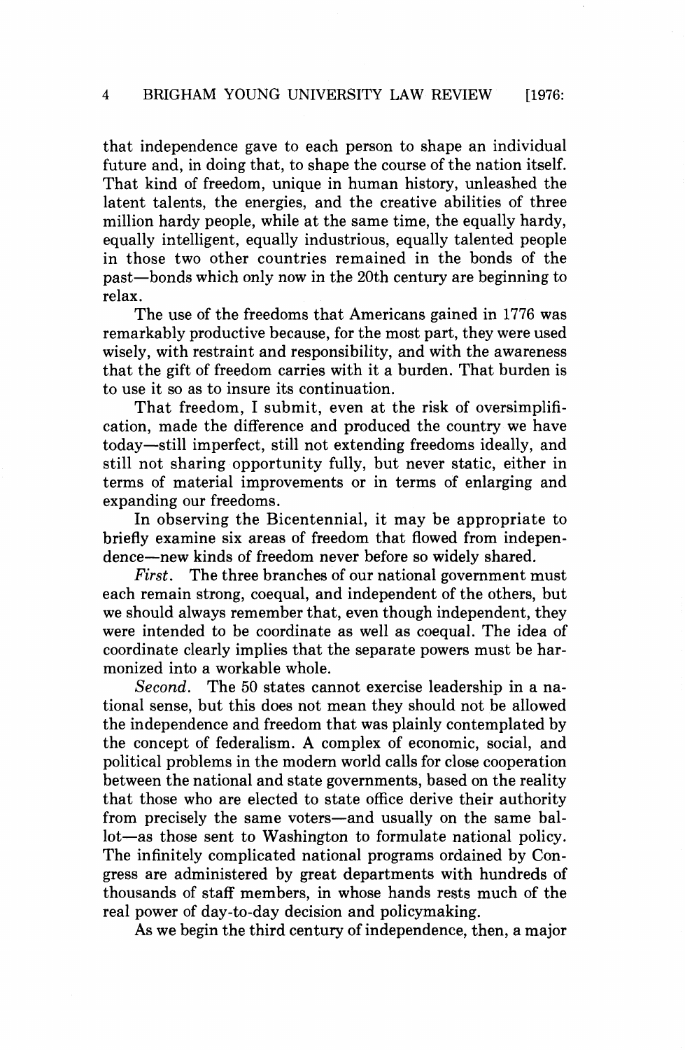that independence gave to each person to shape an individual future and, in doing that, to shape the course of the nation itself. That kind of freedom, unique in human history, unleashed the latent talents, the energies, and the creative abilities of three million hardy people, while at the same time, the equally hardy, equally intelligent, equally industrious, equally talented people in those two other countries remained in the bonds of the past—bonds which only now in the 20th century are beginning to relax.

The use of the freedoms that Americans gained in 1776 was remarkably productive because, for the most part, they were used wisely, with restraint and responsibility, and with the awareness that the gift of freedom carries with it a burden. That burden is to use it so as to insure its continuation.

That freedom, I submit, even at the risk of oversimplification, made the difference and produced the country we have today—still imperfect, still not extending freedoms ideally, and still not sharing opportunity fully, but never static, either in terms of material improvements or in terms of enlarging and expanding our freedoms.

In observing the Bicentennial, it may be appropriate to briefly examine six areas of freedom that flowed from independence—new kinds of freedom never before so widely shared.

*First*. The three branches of our national government must each remain strong, coequal, and independent of the others, but we should always remember that, even though independent, they were intended to be coordinate as well as coequal. The idea of coordinate clearly implies that the separate powers must be harmonized into a workable whole.

*Second*. The 50 states cannot exercise leadership in a national sense, but this does not mean they should not be allowed the independence and freedom that was plainly contemplated by the concept of federalism. A complex of economic, social, and political problems in the modern world calls for close cooperation between the national and state governments, based on the reality that those who are elected to state office derive their authority from precisely the same voters—and usually on the same ballot—as those sent to Washington to formulate national policy. The infinitely complicated national programs ordained by Congress are administered by great departments with hundreds of thousands of staff members, in whose hands rests much of the real power of day-to-day decision and policymaking.

As we begin the third century of independence, then, a major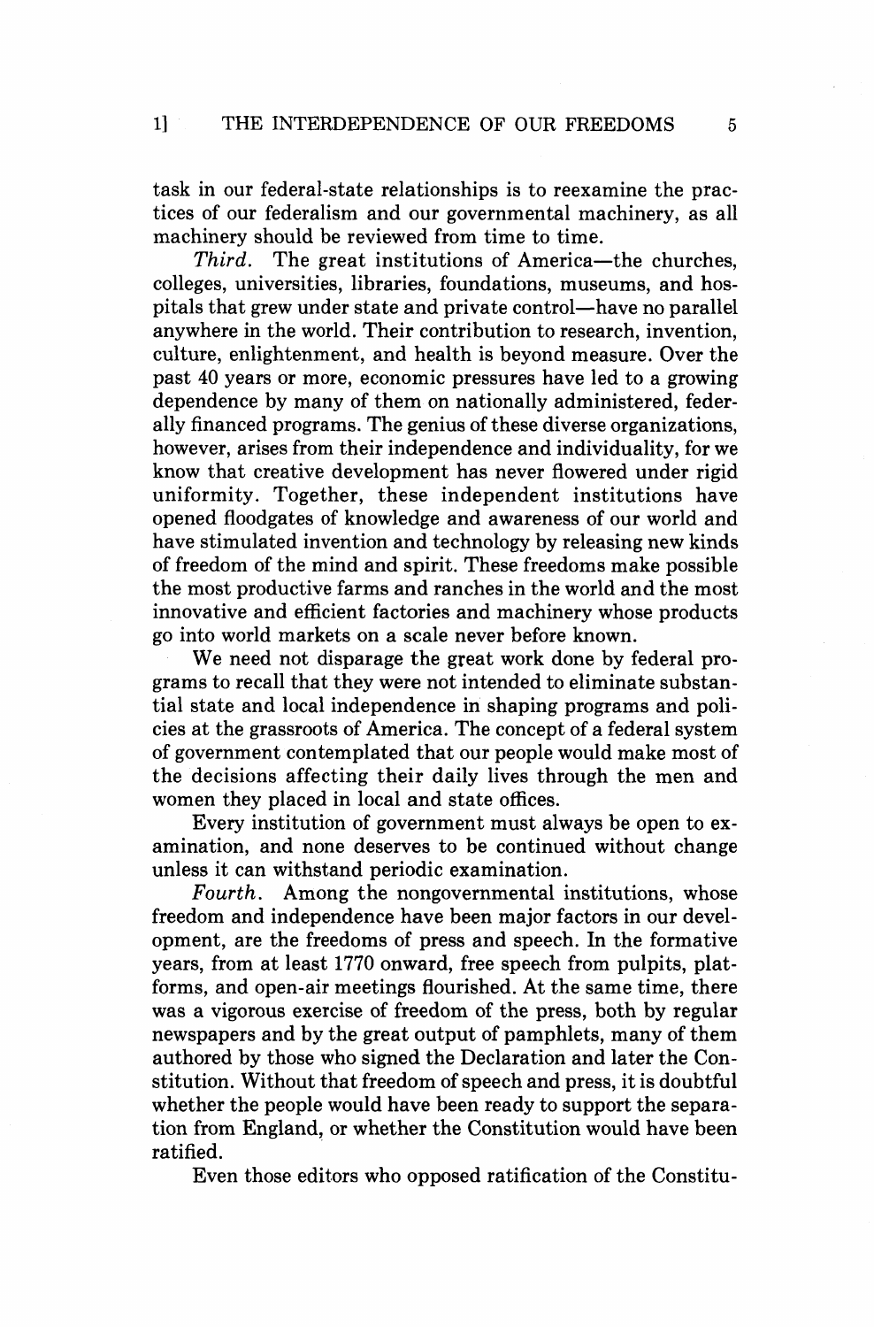task in our federal-state relationships is to reexamine the practices of our federalism and our governmental machinery, as all machinery should be reviewed from time to time.

*Third.* The great institutions of America—the churches, colleges, universities, libraries, foundations, museums, and hospitals that grew under state and private control—have no parallel anywhere in the world. Their contribution to research, invention, culture, enlightenment, and health is beyond measure. Over the past 40 years or more, economic pressures have led to a growing dependence by many of them on nationally administered, federally financed programs. The genius of these diverse organizations, however, arises from their independence and individuality, for we know that creative development has never flowered under rigid uniformity. Together, these independent institutions have opened floodgates of knowledge and awareness of our world and have stimulated invention and technology by releasing new kinds of freedom of the mind and spirit. These freedoms make possible the most productive farms and ranches in the world and the most innovative and efficient factories and machinery whose products go into world markets on a scale never before known.

We need not disparage the great work done by federal programs to recall that they were not intended to eliminate substantial state and local independence in shaping programs and policies at the grassroots of America. The concept of a federal system of government contemplated that our people would make most of the decisions affecting their daily lives through the men and women they placed in local and state offices.

Every institution of government must always be open to examination, and none deserves to be continued without change unless it can withstand periodic examination.

*Fourth.* Among the nongovernmental institutions, whose freedom and independence have been major factors in our development, are the freedoms of press and speech. In the formative years, from at least 1770 onward, free speech from pulpits, platforms, and open-air meetings flourished. At the same time, there was a vigorous exercise of freedom of the press, both by regular newspapers and by the great output of pamphlets, many of them authored by those who signed the Declaration and later the Constitution. Without that freedom of speech and press, it is doubtful whether the people would have been ready to support the separation from England, or whether the Constitution would have been ratified.

Even those editors who opposed ratification of the Constitu-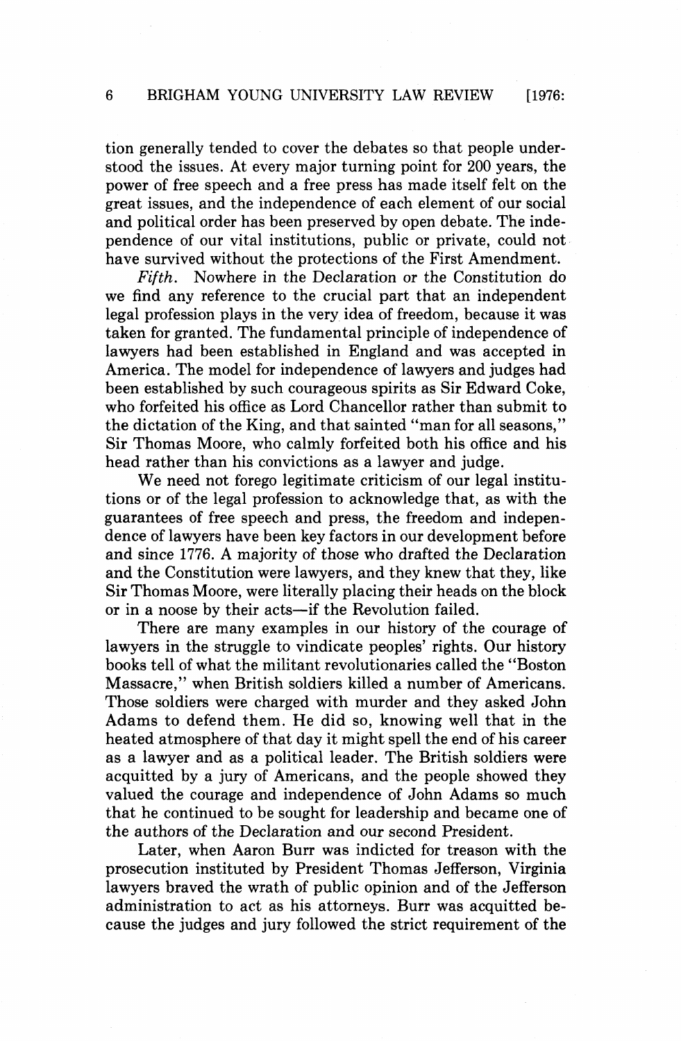tion generally tended to cover the debates so that people understood the issues. At every major turning point for 200 years, the power of free speech and a free press has made itself felt on the great issues, and the independence of each element of our social and political order has been preserved by open debate. The independence of our vital institutions, public or private, could not have survived without the protections of the First Amendment.

*Fifth.* Nowhere in the Declaration or the Constitution do we find any reference to the crucial part that an independent legal profession plays in the very idea of freedom, because it was taken for granted. The fundamental principle of independence of lawyers had been established in England and was accepted in America. The model for independence of lawyers and judges had been established by such courageous spirits as Sir Edward Coke, who forfeited his office as Lord Chancellor rather than submit to the dictation of the King, and that sainted "man for all seasons," Sir Thomas Moore, who calmly forfeited both his office and his head rather than his convictions as a lawyer and judge.

We need not forego legitimate criticism of our legal institutions or of the legal profession to acknowledge that, as with the guarantees of free speech and press, the freedom and independence of lawyers have been key factors in our development before and since 1776. A majority of those who drafted the Declaration and the Constitution were lawyers, and they knew that they, like Sir Thomas Moore, were literally placing their heads on the block or in a noose by their acts—if the Revolution failed.

There are many examples in our history of the courage of lawyers in the struggle to vindicate peoples' rights. Our history books tell of what the militant revolutionaries called the "Boston Massacre," when British soldiers killed a number of Americans. Those soldiers were charged with murder and they asked John Adams to defend them. He did so, knowing well that in the heated atmosphere of that day it might spell the end of his career as a lawyer and as a political leader. The British soldiers were acquitted by a jury of Americans, and the people showed they valued the courage and independence of John Adams so much that he continued to be sought for leadership and became one of the authors of the Declaration and our second President.

Later, when Aaron Burr was indicted for treason with the prosecution instituted by President Thomas Jefferson, Virginia lawyers braved the wrath of public opinion and of the Jefferson administration to act as his attorneys. Burr was acquitted because the judges and jury followed the strict requirement of the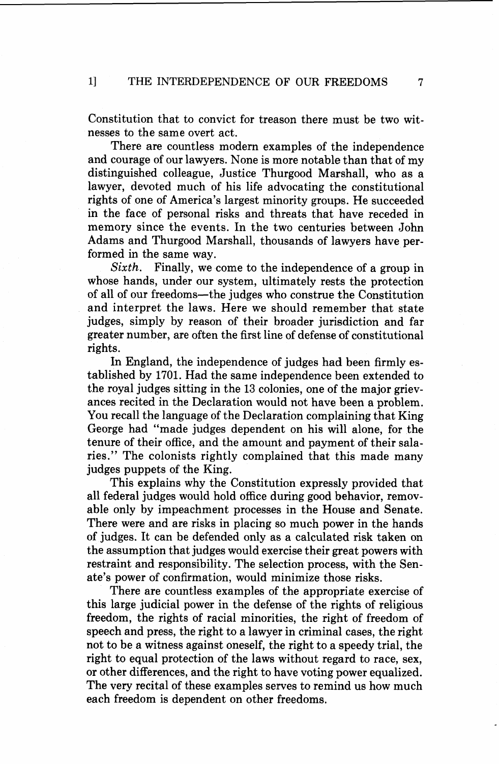Constitution that to convict for treason there must be two witnesses to the same overt act.

There are countless modern examples of the independence and courage of our lawyers. None is more notable than that of my distinguished colleague, Justice Thurgood Marshall, who as a lawyer, devoted much of his life advocating the constitutional rights of one of America's largest minority groups. He succeeded in the face of personal risks and threats that have receded in memory since the events. In the two centuries between John Adams and Thurgood Marshall, thousands of lawyers have performed in the same way.

*Sixth.* Finally, we come to the independence of a group in whose hands, under our system, ultimately rests the protection of all of our freedoms—the judges who construe the Constitution and interpret the laws. Here we should remember that state judges, simply by reason of their broader jurisdiction and far greater number, are often the first line of defense of constitutional rights.

In England, the independence of judges had been firmly established by 1701. Had the same independence been extended to the royal judges sitting in the 13 colonies, one of the major grievances recited in the Declaration would not have been a problem. You recall the language of the Declaration complaining that King George had "made judges dependent on his will alone, for the tenure of their office, and the amount and payment of their salaries." The colonists rightly complained that this made many judges puppets of the King.

This explains why the Constitution expressly provided that all federal judges would hold office during good behavior, removable only by impeachment processes in the House and Senate. There were and are risks in placing so much power in the hands of judges. It can be defended only as a calculated risk taken on the assumption that judges would exercise their great powers with restraint and responsibility. The selection process, with the Senate's power of confirmation, would minimize those risks.

There are countless examples of the appropriate exercise of this large judicial power in the defense of the rights of religious freedom, the rights of racial minorities, the right of freedom of speech and press, the right to a lawyer in criminal cases, the right not to be a witness against oneself, the right to a speedy trial, the right to equal protection of the laws without regard to race, sex, or other differences, and the right to have voting power equalized. The very recital of these examples serves to remind us how much each freedom is dependent on other freedoms.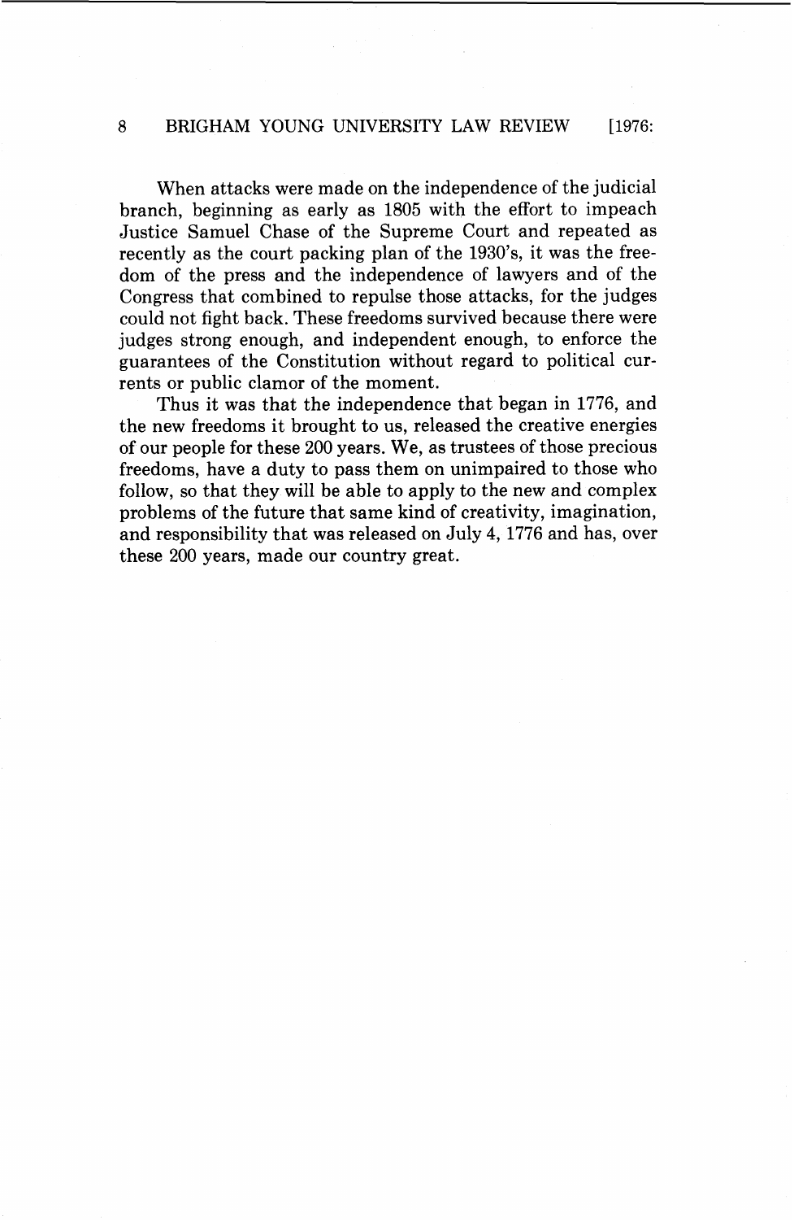When attacks were made on the independence of the judicial branch, beginning as early as 1805 with the effort to impeach Justice Samuel Chase of the Supreme Court and repeated as recently as the court packing plan of the 1930's, it was the freedom of the press and the independence of lawyers and of the Congress that combined to repulse those attacks, for the judges could not fight back. These freedoms survived because there were judges strong enough, and independent enough, to enforce the guarantees of the Constitution without regard to political currents or public clamor of the moment.

Thus it was that the independence that began in 1776, and the new freedoms it brought to us, released the creative energies of our people for these 200 years. We, as trustees of those precious freedoms, have a duty to pass them on unimpaired to those who follow, so that they will be able to apply to the new and complex problems of the future that same kind of creativity, imagination, and responsibility that was released on July 4, 1776 and has, over these 200 years, made our country great.